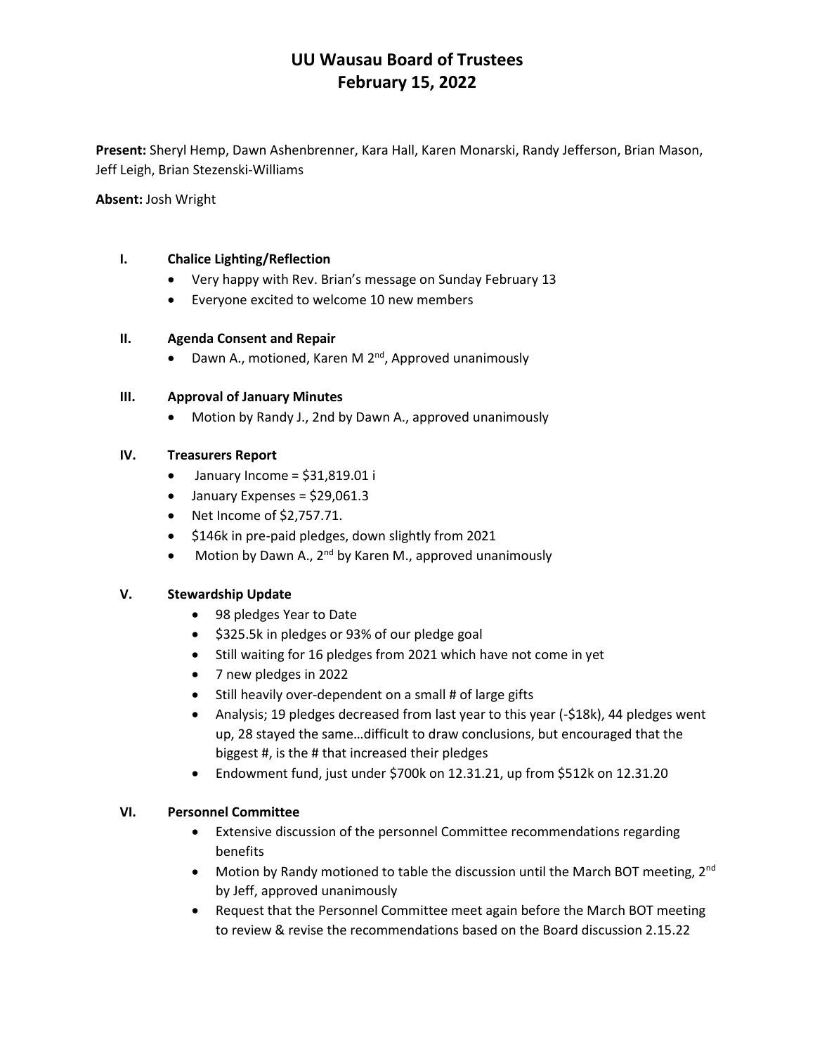# UU Wausau Board of Trustees
# February 15, 2022

**Present:** Sheryl Hemp, Dawn Ashenbrenner, Kara Hall, Karen Monarski, Randy Jefferson, Brian Mason, Jeff Leigh, Brian Stezenski-Williams

**Absent:** Josh Wright

## I. Chalice Lighting/Reflection

- Very happy with Rev. Brian's message on Sunday February 13
- Everyone excited to welcome 10 new members

## II. Agenda Consent and Repair

- Dawn A., motioned, Karen M 2nd, Approved unanimously

## III. Approval of January Minutes

- Motion by Randy J., 2nd by Dawn A., approved unanimously

## IV. Treasurers Report

- January Income = $31,819.01 i
- January Expenses = $29,061.3
- Net Income of $2,757.71.
- $146k in pre-paid pledges, down slightly from 2021
- Motion by Dawn A., 2nd by Karen M., approved unanimously

## V. Stewardship Update

- 98 pledges Year to Date
- $325.5k in pledges or 93% of our pledge goal
- Still waiting for 16 pledges from 2021 which have not come in yet
- 7 new pledges in 2022
- Still heavily over-dependent on a small # of large gifts
- Analysis; 19 pledges decreased from last year to this year (-$18k), 44 pledges went up, 28 stayed the same…difficult to draw conclusions, but encouraged that the biggest #, is the # that increased their pledges
- Endowment fund, just under $700k on 12.31.21, up from $512k on 12.31.20

## VI. Personnel Committee

- Extensive discussion of the personnel Committee recommendations regarding benefits
- Motion by Randy motioned to table the discussion until the March BOT meeting, 2nd by Jeff, approved unanimously
- Request that the Personnel Committee meet again before the March BOT meeting to review & revise the recommendations based on the Board discussion 2.15.22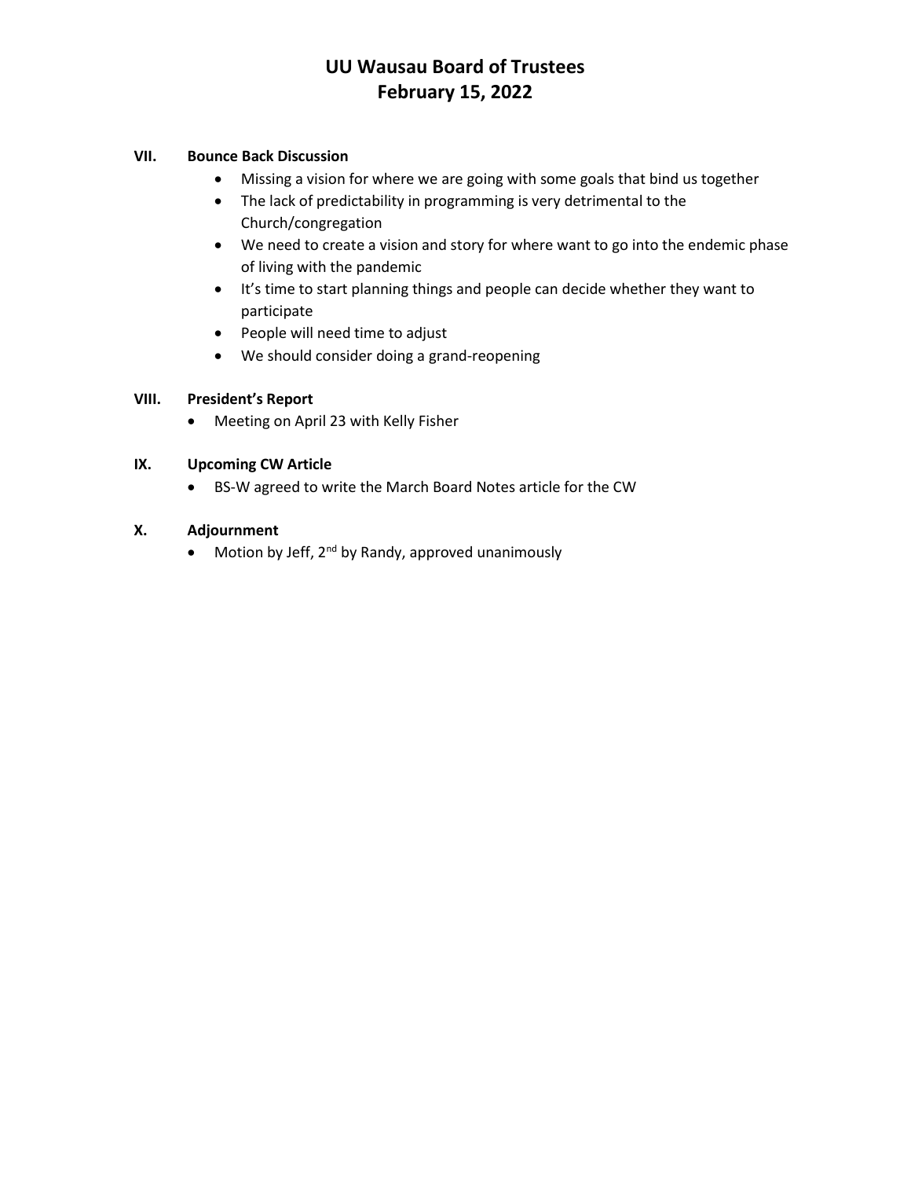# UU Wausau Board of Trustees
# February 15, 2022

## VII. Bounce Back Discussion

- Missing a vision for where we are going with some goals that bind us together
- The lack of predictability in programming is very detrimental to the Church/congregation
- We need to create a vision and story for where want to go into the endemic phase of living with the pandemic
- It's time to start planning things and people can decide whether they want to participate
- People will need time to adjust
- We should consider doing a grand-reopening

## VIII. President's Report

- Meeting on April 23 with Kelly Fisher

## IX. Upcoming CW Article

- BS-W agreed to write the March Board Notes article for the CW

## X. Adjournment

- Motion by Jeff, 2nd by Randy, approved unanimously